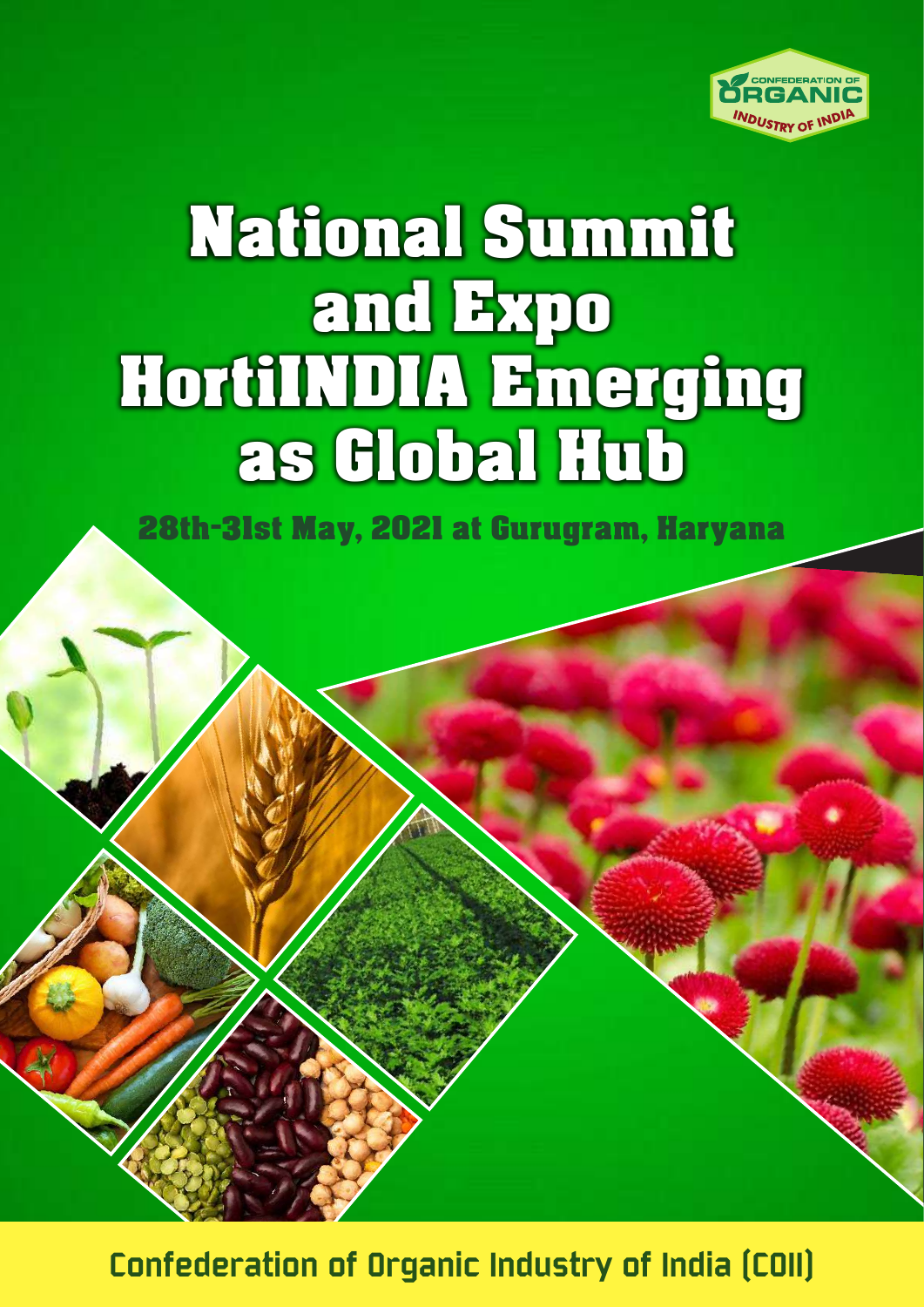CONFEDERATION OF ORGANIC INDUSTRY OF INDIA

# National Summit and Expo HortiINDIA Emerging as Global Hub

**28th-31st May, 2021 at Gurugram, Haryana**

**Confederation of Organic Industry of India (COII)**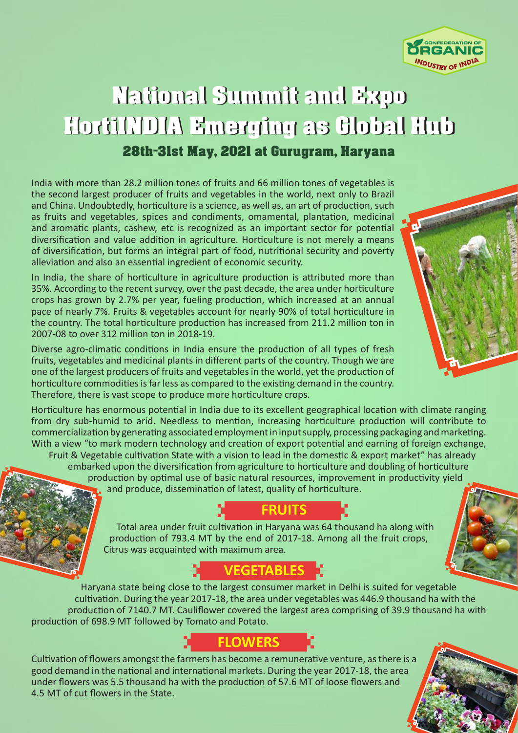# National Summit and Expo HortiINDIA Emerging as Global Hub

## 28th-31st May, 2021 at Gurugram, Haryana

India with more than 28.2 million tones of fruits and 66 million tones of vegetables is the second largest producer of fruits and vegetables in the world, next only to Brazil and China. Undoubtedly, horticulture is a science, as well as, an art of production, such as fruits and vegetables, spices and condiments, omamental, plantation, medicinal and aromatic plants, cashew, etc is recognized as an important sector for potential diversification and value addition in agriculture. Horticulture is not merely a means of diversification, but forms an integral part of food, nutritional security and poverty alleviation and also an essential ingredient of economic security.

In India, the share of horticulture in agriculture production is attributed more than 35%. According to the recent survey, over the past decade, the area under horticulture crops has grown by 2.7% per year, fueling production, which increased at an annual pace of nearly 7%. Fruits & vegetables account for nearly 90% of total horticulture in the country. The total horticulture production has increased from 211.2 million ton in 2007-08 to over 312 million ton in 2018-19.

Diverse agro-climatic conditions in India ensure the production of all types of fresh fruits, vegetables and medicinal plants in different parts of the country. Though we are one of the largest producers of fruits and vegetables in the world, yet the production of horticulture commodities is far less as compared to the existing demand in the country. Therefore, there is vast scope to produce more horticulture crops.

Horticulture has enormous potential in India due to its excellent geographical location with climate ranging from dry sub-humid to arid. Needless to mention, increasing horticulture production will contribute to commercialization by generating associated employment in input supply, processing packaging and marketing. With a view "to mark modern technology and creation of export potential and earning of foreign exchange, Fruit & Vegetable cultivation State with a vision to lead in the domestic & export market" has already embarked upon the diversification from agriculture to horticulture and doubling of horticulture production by optimal use of basic natural resources, improvement in productivity yield and produce, dissemination of latest, quality of horticulture.

### FRUITS

Total area under fruit cultivation in Haryana was 64 thousand ha along with production of 793.4 MT by the end of 2017-18. Among all the fruit crops, Citrus was acquainted with maximum area.

### VEGETABLES

Haryana state being close to the largest consumer market in Delhi is suited for vegetable cultivation. During the year 2017-18, the area under vegetables was 446.9 thousand ha with the production of 7140.7 MT. Cauliflower covered the largest area comprising of 39.9 thousand ha with production of 698.9 MT followed by Tomato and Potato.

### FLOWERS

Cultivation of flowers amongst the farmers has become a remunerative venture, as there is a good demand in the national and international markets. During the year 2017-18, the area under flowers was 5.5 thousand ha with the production of 57.6 MT of loose flowers and 4.5 MT of cut flowers in the State.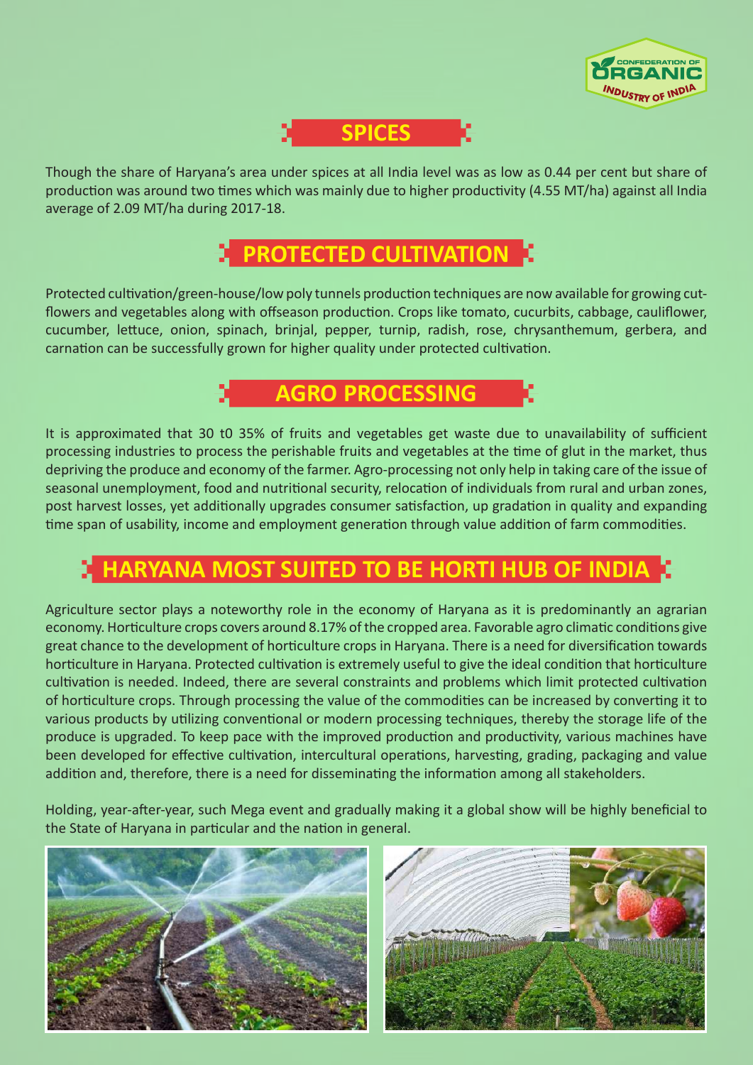## SPICES

Though the share of Haryana's area under spices at all India level was as low as 0.44 per cent but share of production was around two times which was mainly due to higher productivity (4.55 MT/ha) against all India average of 2.09 MT/ha during 2017-18.

## PROTECTED CULTIVATION

Protected cultivation/green-house/low poly tunnels production techniques are now available for growing cut-flowers and vegetables along with offseason production. Crops like tomato, cucurbits, cabbage, cauliflower, cucumber, lettuce, onion, spinach, brinjal, pepper, turnip, radish, rose, chrysanthemum, gerbera, and carnation can be successfully grown for higher quality under protected cultivation.

## AGRO PROCESSING

It is approximated that 30 t0 35% of fruits and vegetables get waste due to unavailability of sufficient processing industries to process the perishable fruits and vegetables at the time of glut in the market, thus depriving the produce and economy of the farmer. Agro-processing not only help in taking care of the issue of seasonal unemployment, food and nutritional security, relocation of individuals from rural and urban zones, post harvest losses, yet additionally upgrades consumer satisfaction, up gradation in quality and expanding time span of usability, income and employment generation through value addition of farm commodities.

## HARYANA MOST SUITED TO BE HORTI HUB OF INDIA

Agriculture sector plays a noteworthy role in the economy of Haryana as it is predominantly an agrarian economy. Horticulture crops covers around 8.17% of the cropped area. Favorable agro climatic conditions give great chance to the development of horticulture crops in Haryana. There is a need for diversification towards horticulture in Haryana. Protected cultivation is extremely useful to give the ideal condition that horticulture cultivation is needed. Indeed, there are several constraints and problems which limit protected cultivation of horticulture crops. Through processing the value of the commodities can be increased by converting it to various products by utilizing conventional or modern processing techniques, thereby the storage life of the produce is upgraded. To keep pace with the improved production and productivity, various machines have been developed for effective cultivation, intercultural operations, harvesting, grading, packaging and value addition and, therefore, there is a need for disseminating the information among all stakeholders.

Holding, year-after-year, such Mega event and gradually making it a global show will be highly beneficial to the State of Haryana in particular and the nation in general.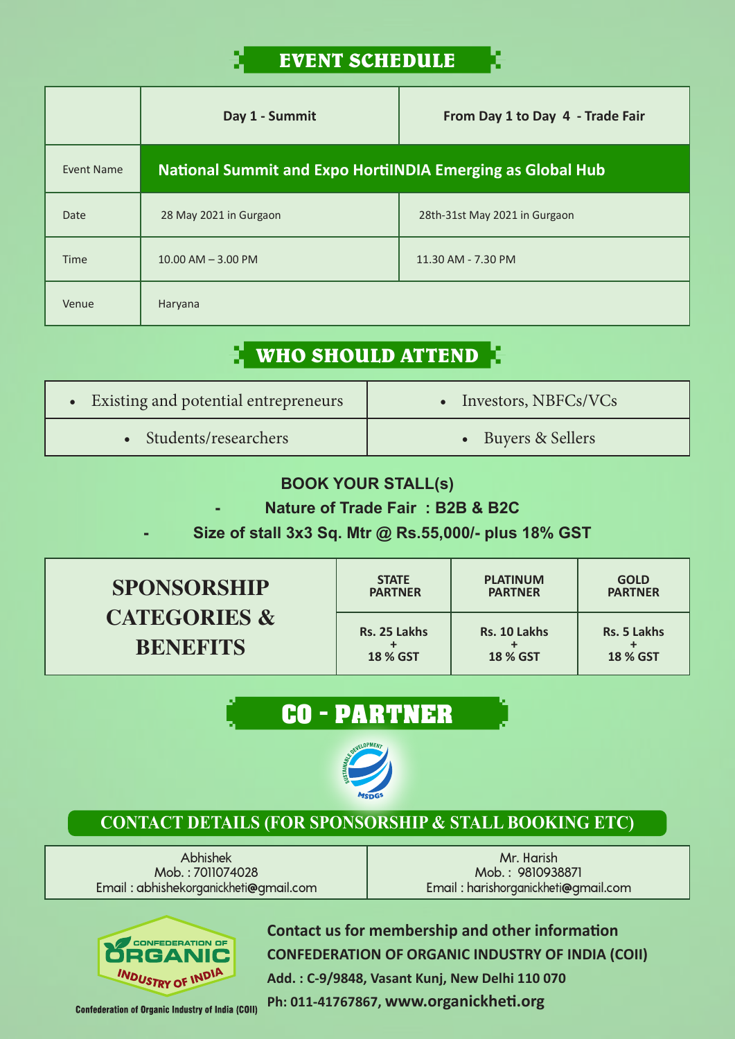## EVENT SCHEDULE

| | Day 1 - Summit | From Day 1 to Day 4 - Trade Fair |
|---|---|---|
| Event Name | **National Summit and Expo HortiINDIA Emerging as Global Hub** | |
| Date | 28 May 2021 in Gurgaon | 28th-31st May 2021 in Gurgaon |
| Time | 10.00 AM – 3.00 PM | 11.30 AM - 7.30 PM |
| Venue | Haryana | |

## WHO SHOULD ATTEND

| | |
|---|---|
| • Existing and potential entrepreneurs | • Investors, NBFCs/VCs |
| • Students/researchers | • Buyers & Sellers |

**BOOK YOUR STALL(s)**

- **Nature of Trade Fair : B2B & B2C**
- **Size of stall 3x3 Sq. Mtr @ Rs.55,000/- plus 18% GST**

| SPONSORSHIP CATEGORIES & BENEFITS | STATE PARTNER | PLATINUM PARTNER | GOLD PARTNER |
|---|---|---|---|
| | Rs. 25 Lakhs + 18 % GST | Rs. 10 Lakhs + 18 % GST | Rs. 5 Lakhs + 18 % GST |

## CO - PARTNER

SUSTAINABLE DEVELOPMENT MSDGS

## CONTACT DETAILS (FOR SPONSORSHIP & STALL BOOKING ETC)

| | |
|---|---|
| Abhishek<br>Mob. : 7011074028<br>Email : abhishekorganickheti@gmail.com | Mr. Harish<br>Mob. : 9810938871<br>Email : harishorganickheti@gmail.com |

CONFEDERATION OF ORGANIC INDUSTRY OF INDIA

Confederation of Organic Industry of India (COII)

**Contact us for membership and other information**
**CONFEDERATION OF ORGANIC INDUSTRY OF INDIA (COII)**
**Add. : C-9/9848, Vasant Kunj, New Delhi 110 070**
**Ph: 011-41767867, www.organickheti.org**